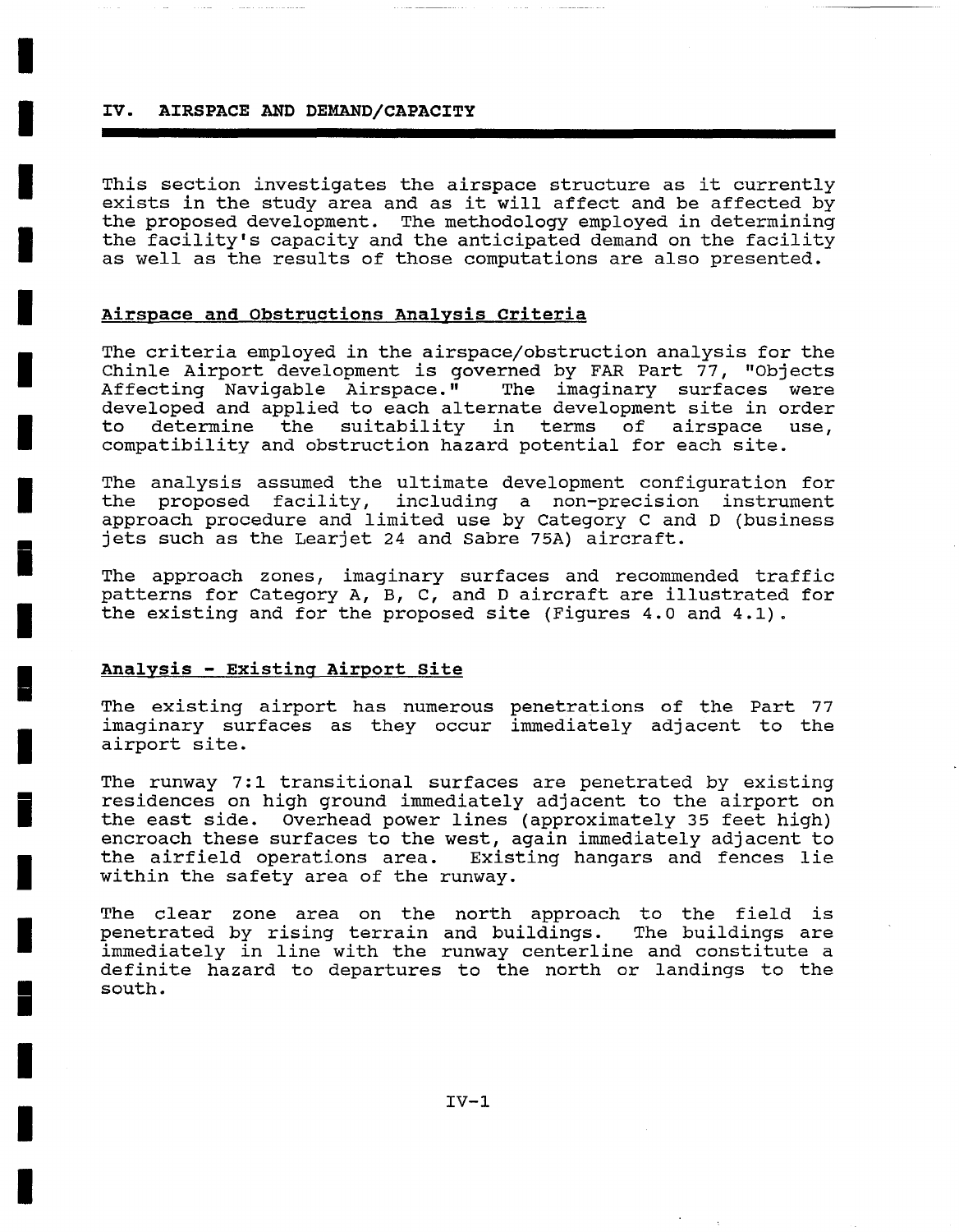# IV. AIRSPACE AND DEMAND/CAPACITY

This section investigates the airspace structure as it currently exists in the study area and as it will affect and be affected by the proposed development. The methodology employed in determining the facility's capacity and the anticipated demand on the facility as well as the results of those computations are also presented.

## Airspace and Obstructions Analysis Criteria

The criteria employed in the airspace/obstruction analysis for the Chinle Airport development is governed by FAR Part 77, "Objects Affecting Navigable Airspace." The imaginary surfaces were developed and applied to each alternate development site in order to determine the suitability in terms of airspace use, compatibility and obstruction hazard potential for each site.

The analysis assumed the ultimate development configuration for the proposed facility, including a non-precision instrument approach procedure and limited use by Category C and D (business jets such as the Learjet 24 and Sabre 75A) aircraft.

The approach zones, imaginary surfaces and recommended traffic patterns for Category A, B, C, and D aircraft are illustrated for the existing and for the proposed site (Figures 4.0 and 4.1).

## Analysis - Existing Airport Site

The existing airport has numerous penetrations of the Part 77 imaginary surfaces as they occur immediately adjacent to the airport site.

The runway 7:1 transitional surfaces are penetrated by existing residences on high ground immediately adjacent to the airport on the east side. Overhead power lines (approximately 35 feet high) encroach these surfaces to the west, again immediately adjacent to the airfield operations area. Existing hangars and fences lie within the safety area of the runway.

The clear zone area on the north approach to the field is penetrated by rising terrain and buildings. The buildings are immediately in line with the runway centerline and constitute a definite hazard to departures to the north or landings to the south.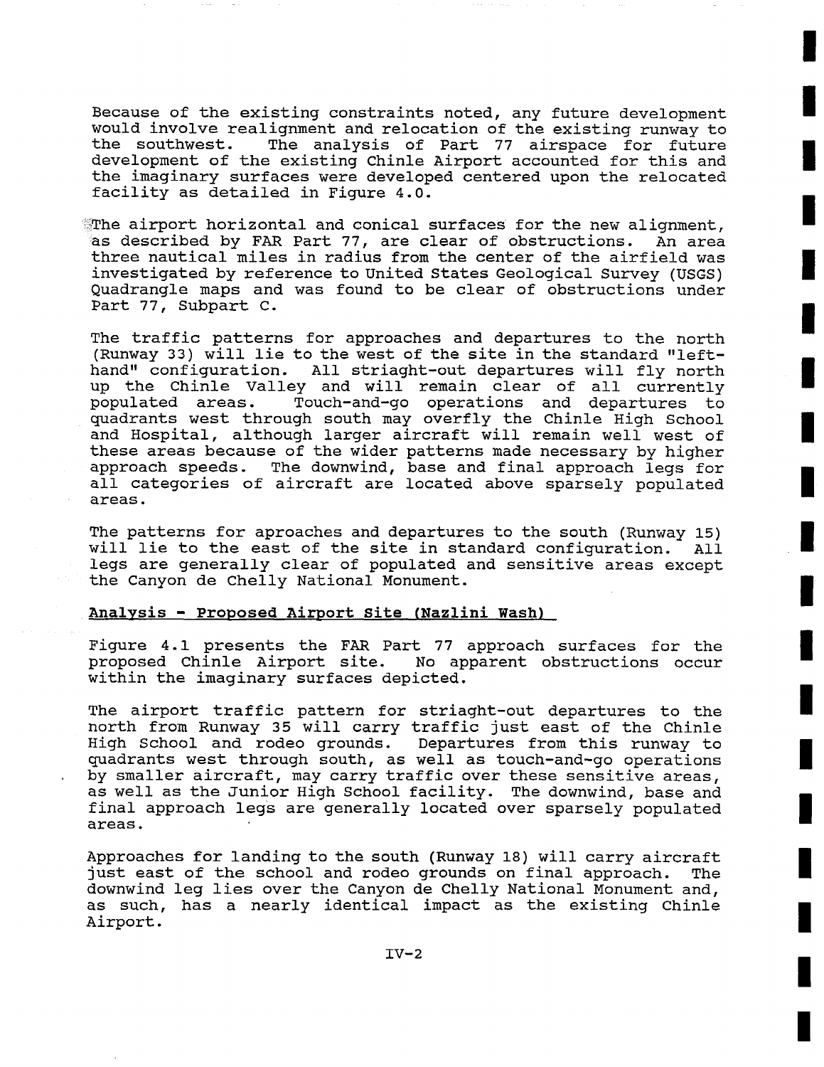Because of the existing constraints noted, any future development would involve realignment and relocation of the existing runway to the southwest. The analysis of Part 77 airspace for future development of the existing Chinle Airport accounted for this and the imaginary surfaces were developed centered upon the relocated facility as detailed in Figure 4.0.

The airport horizontal and conical surfaces for the new alignment, as described by FAR Part 77, are clear of obstructions. An area three nautical miles in radius from the center of the airfield was investigated by reference to United States Geological Survey (USGS) Quadrangle maps and was found to be clear of obstructions under Part 77, Subpart C.

The traffic patterns for approaches and departures to the north (Runway 33) will lie to the west of the site in the standard "left-hand" configuration. All striaght-out departures will fly north up the Chinle Valley and will remain clear of all currently populated areas. Touch-and-go operations and departures to quadrants west through south may overfly the Chinle High School and Hospital, although larger aircraft will remain well west of these areas because of the wider patterns made necessary by higher approach speeds. The downwind, base and final approach legs for all categories of aircraft are located above sparsely populated areas.

The patterns for aproaches and departures to the south (Runway 15) will lie to the east of the site in standard configuration. All legs are generally clear of populated and sensitive areas except the Canyon de Chelly National Monument.

__Analysis - Proposed Airport Site (Nazlini Wash)__

Figure 4.1 presents the FAR Part 77 approach surfaces for the proposed Chinle Airport site. No apparent obstructions occur within the imaginary surfaces depicted.

The airport traffic pattern for striaght-out departures to the north from Runway 35 will carry traffic just east of the Chinle High School and rodeo grounds. Departures from this runway to quadrants west through south, as well as touch-and-go operations by smaller aircraft, may carry traffic over these sensitive areas, as well as the Junior High School facility. The downwind, base and final approach legs are generally located over sparsely populated areas.

Approaches for landing to the south (Runway 18) will carry aircraft just east of the school and rodeo grounds on final approach. The downwind leg lies over the Canyon de Chelly National Monument and, as such, has a nearly identical impact as the existing Chinle Airport.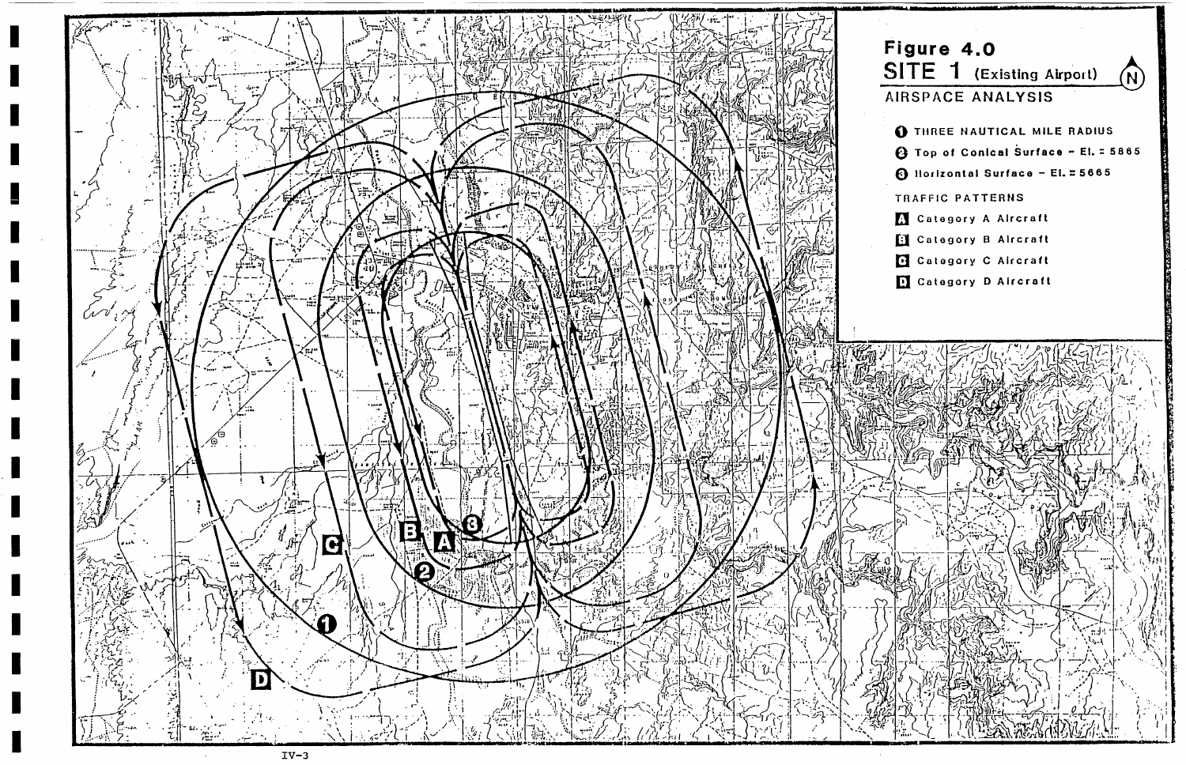**Figure 4.0**

**SITE 1** (Existing Airport)

AIRSPACE ANALYSIS

1. THREE NAUTICAL MILE RADIUS
2. Top of Conical Surface - El. = 5865
3. Horizontal Surface - El. = 5665

TRAFFIC PATTERNS

- A Category A Aircraft
- B Category B Aircraft
- C Category C Aircraft
- D Category D Aircraft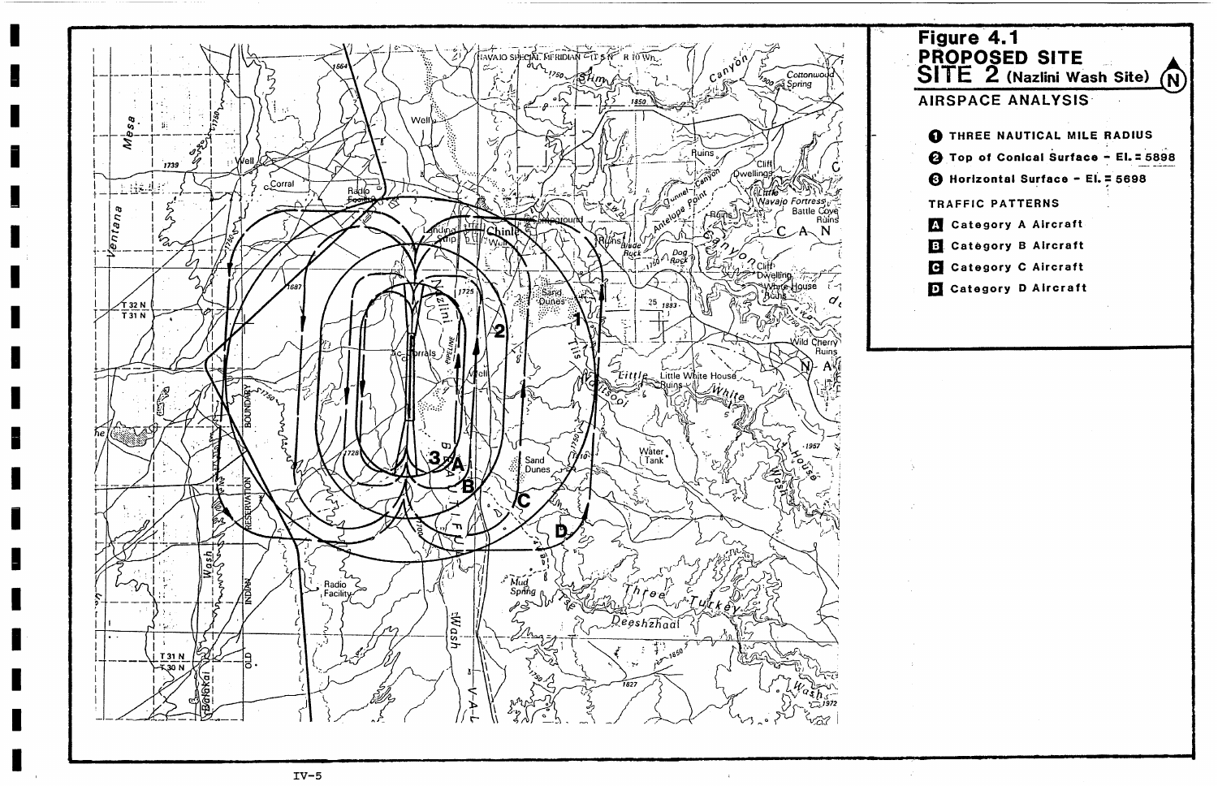# Figure 4.1
## PROPOSED SITE
## SITE 2 (Nazlini Wash Site)

### AIRSPACE ANALYSIS

1. THREE NAUTICAL MILE RADIUS
2. Top of Conical Surface – El. = 5898
3. Horizontal Surface – El. = 5698

**TRAFFIC PATTERNS**

- **A** Category A Aircraft
- **B** Category B Aircraft
- **C** Category C Aircraft
- **D** Category D Aircraft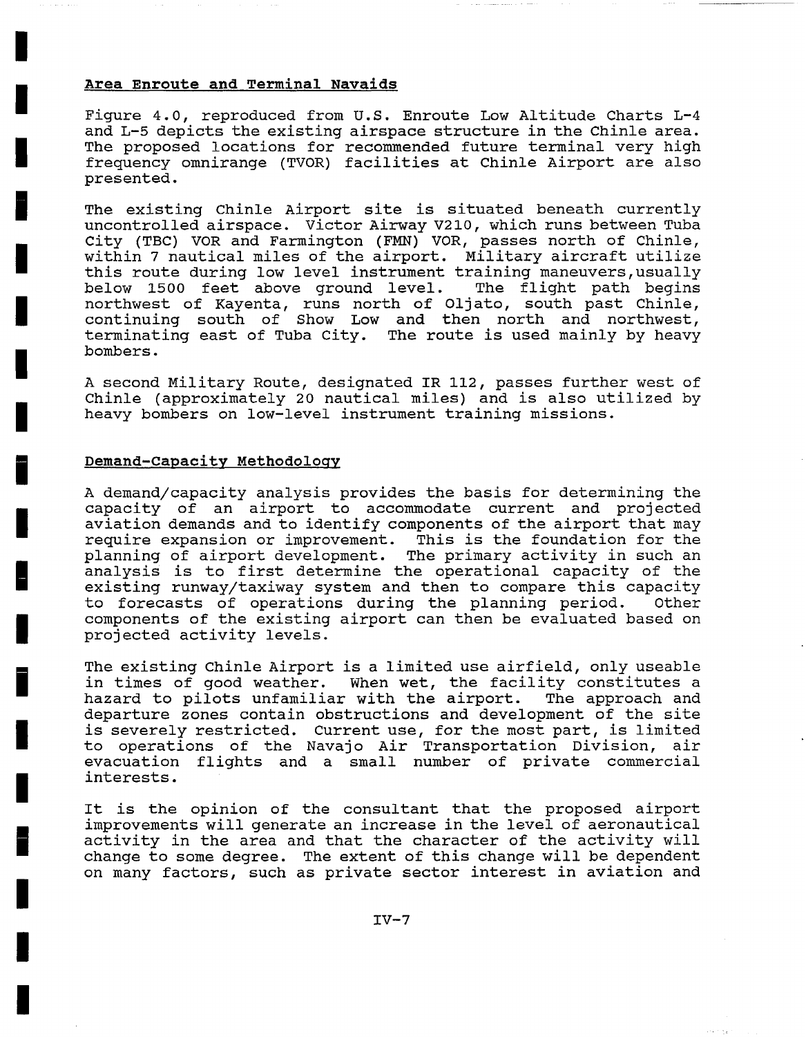## Area Enroute and Terminal Navaids

Figure 4.0, reproduced from U.S. Enroute Low Altitude Charts L-4 and L-5 depicts the existing airspace structure in the Chinle area. The proposed locations for recommended future terminal very high frequency omnirange (TVOR) facilities at Chinle Airport are also presented.

The existing Chinle Airport site is situated beneath currently uncontrolled airspace. Victor Airway V210, which runs between Tuba City (TBC) VOR and Farmington (FMN) VOR, passes north of Chinle, within 7 nautical miles of the airport. Military aircraft utilize this route during low level instrument training maneuvers,usually below 1500 feet above ground level. The flight path begins northwest of Kayenta, runs north of Oljato, south past Chinle, continuing south of Show Low and then north and northwest, terminating east of Tuba City. The route is used mainly by heavy bombers.

A second Military Route, designated IR 112, passes further west of Chinle (approximately 20 nautical miles) and is also utilized by heavy bombers on low-level instrument training missions.

## Demand-Capacity Methodology

A demand/capacity analysis provides the basis for determining the capacity of an airport to accommodate current and projected aviation demands and to identify components of the airport that may require expansion or improvement. This is the foundation for the planning of airport development. The primary activity in such an analysis is to first determine the operational capacity of the existing runway/taxiway system and then to compare this capacity to forecasts of operations during the planning period. Other components of the existing airport can then be evaluated based on projected activity levels.

The existing Chinle Airport is a limited use airfield, only useable in times of good weather. When wet, the facility constitutes a hazard to pilots unfamiliar with the airport. The approach and departure zones contain obstructions and development of the site is severely restricted. Current use, for the most part, is limited to operations of the Navajo Air Transportation Division, air evacuation flights and a small number of private commercial interests.

It is the opinion of the consultant that the proposed airport improvements will generate an increase in the level of aeronautical activity in the area and that the character of the activity will change to some degree. The extent of this change will be dependent on many factors, such as private sector interest in aviation and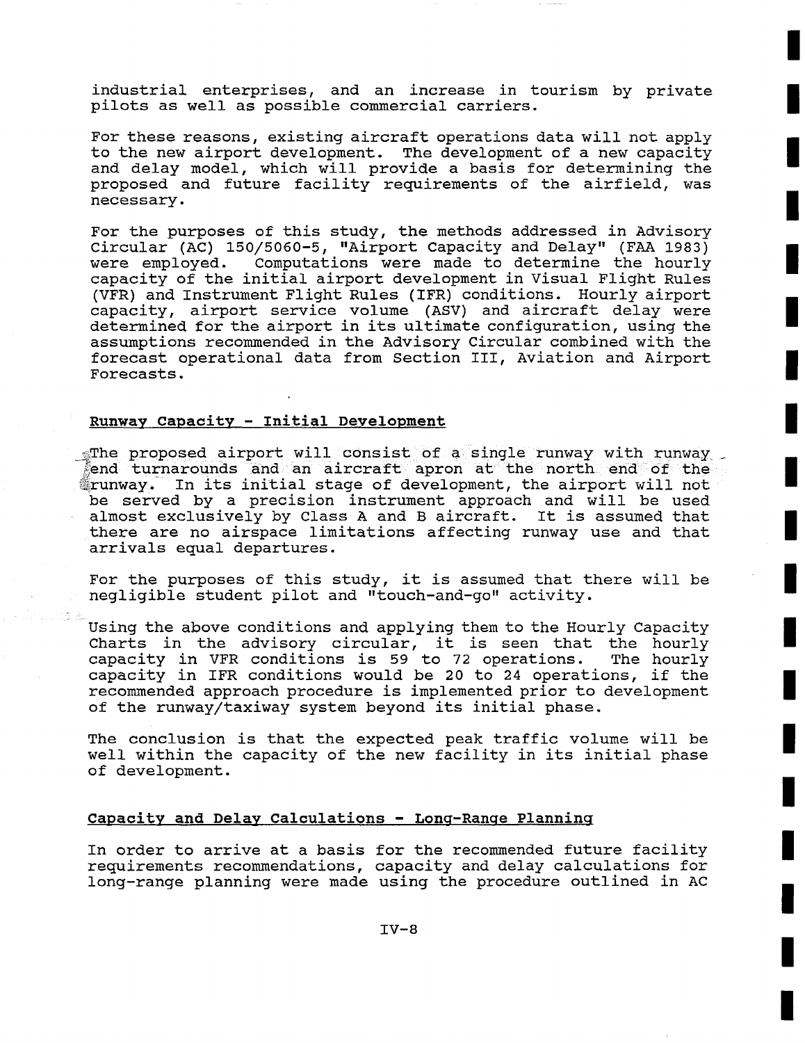industrial enterprises, and an increase in tourism by private pilots as well as possible commercial carriers.

For these reasons, existing aircraft operations data will not apply to the new airport development. The development of a new capacity and delay model, which will provide a basis for determining the proposed and future facility requirements of the airfield, was necessary.

For the purposes of this study, the methods addressed in Advisory Circular (AC) 150/5060-5, "Airport Capacity and Delay" (FAA 1983) were employed. Computations were made to determine the hourly capacity of the initial airport development in Visual Flight Rules (VFR) and Instrument Flight Rules (IFR) conditions. Hourly airport capacity, airport service volume (ASV) and aircraft delay were determined for the airport in its ultimate configuration, using the assumptions recommended in the Advisory Circular combined with the forecast operational data from Section III, Aviation and Airport Forecasts.

## Runway Capacity - Initial Development

The proposed airport will consist of a single runway with runway end turnarounds and an aircraft apron at the north end of the runway. In its initial stage of development, the airport will not be served by a precision instrument approach and will be used almost exclusively by Class A and B aircraft. It is assumed that there are no airspace limitations affecting runway use and that arrivals equal departures.

For the purposes of this study, it is assumed that there will be negligible student pilot and "touch-and-go" activity.

Using the above conditions and applying them to the Hourly Capacity Charts in the advisory circular, it is seen that the hourly capacity in VFR conditions is 59 to 72 operations. The hourly capacity in IFR conditions would be 20 to 24 operations, if the recommended approach procedure is implemented prior to development of the runway/taxiway system beyond its initial phase.

The conclusion is that the expected peak traffic volume will be well within the capacity of the new facility in its initial phase of development.

## Capacity and Delay Calculations - Long-Range Planning

In order to arrive at a basis for the recommended future facility requirements recommendations, capacity and delay calculations for long-range planning were made using the procedure outlined in AC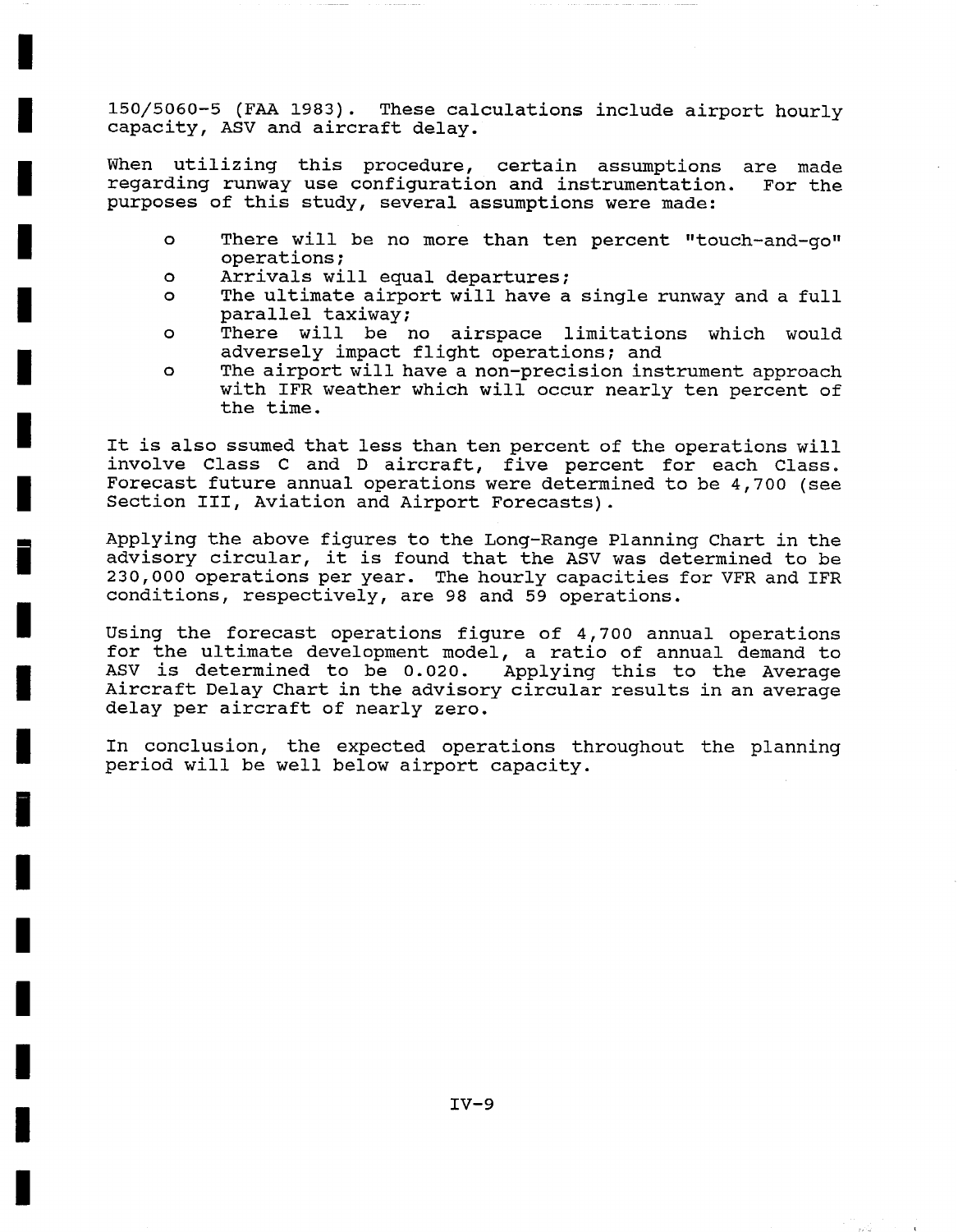150/5060-5 (FAA 1983). These calculations include airport hourly capacity, ASV and aircraft delay.

When utilizing this procedure, certain assumptions are made regarding runway use configuration and instrumentation. For the purposes of this study, several assumptions were made:

- There will be no more than ten percent "touch-and-go" operations;
- Arrivals will equal departures;
- The ultimate airport will have a single runway and a full parallel taxiway;
- There will be no airspace limitations which would adversely impact flight operations; and
- The airport will have a non-precision instrument approach with IFR weather which will occur nearly ten percent of the time.

It is also ssumed that less than ten percent of the operations will involve Class C and D aircraft, five percent for each Class. Forecast future annual operations were determined to be 4,700 (see Section III, Aviation and Airport Forecasts).

Applying the above figures to the Long-Range Planning Chart in the advisory circular, it is found that the ASV was determined to be 230,000 operations per year. The hourly capacities for VFR and IFR conditions, respectively, are 98 and 59 operations.

Using the forecast operations figure of 4,700 annual operations for the ultimate development model, a ratio of annual demand to ASV is determined to be 0.020. Applying this to the Average Aircraft Delay Chart in the advisory circular results in an average delay per aircraft of nearly zero.

In conclusion, the expected operations throughout the planning period will be well below airport capacity.